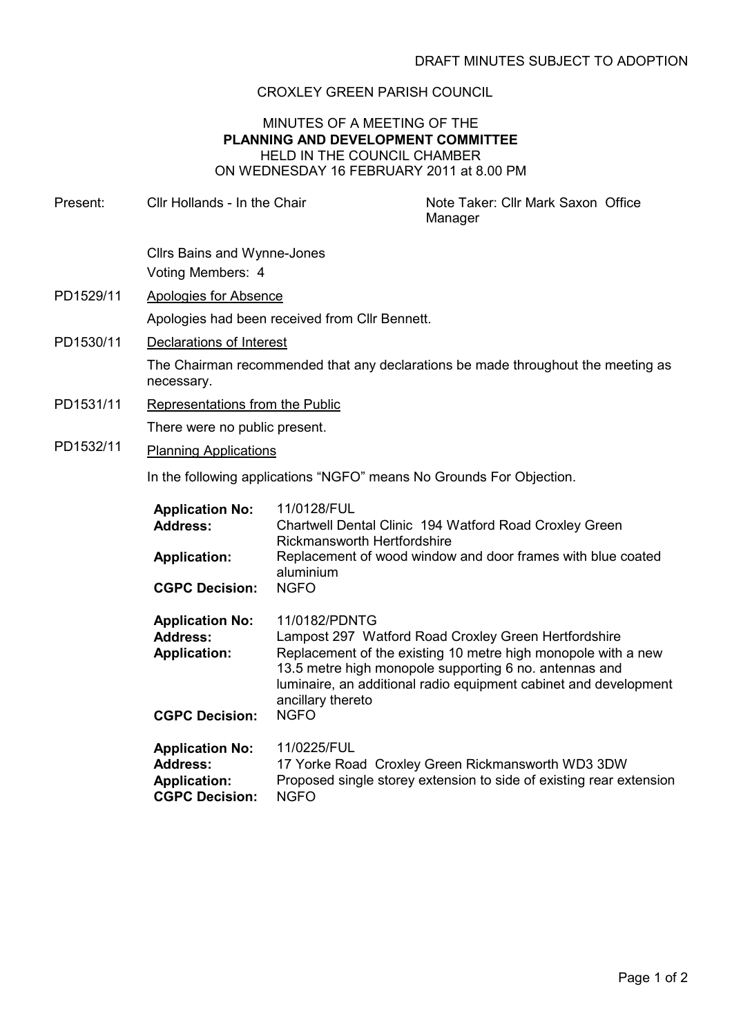DRAFT MINUTES SUBJECT TO ADOPTION

CROXLEY GREEN PARISH COUNCIL

MINUTES OF A MEETING OF THE
**PLANNING AND DEVELOPMENT COMMITTEE**
HELD IN THE COUNCIL CHAMBER
ON WEDNESDAY 16 FEBRUARY 2011 at 8.00 PM

Present: Cllr Hollands - In the Chair    Note Taker: Cllr Mark Saxon Office Manager

Cllrs Bains and Wynne-Jones

Voting Members: 4

PD1529/11 Apologies for Absence

Apologies had been received from Cllr Bennett.

PD1530/11 Declarations of Interest

The Chairman recommended that any declarations be made throughout the meeting as necessary.

PD1531/11 Representations from the Public

There were no public present.

PD1532/11 Planning Applications

In the following applications "NGFO" means No Grounds For Objection.

**Application No:** 11/0128/FUL
**Address:** Chartwell Dental Clinic 194 Watford Road Croxley Green Rickmansworth Hertfordshire
**Application:** Replacement of wood window and door frames with blue coated aluminium
**CGPC Decision:** NGFO

**Application No:** 11/0182/PDNTG
**Address:** Lampost 297 Watford Road Croxley Green Hertfordshire
**Application:** Replacement of the existing 10 metre high monopole with a new 13.5 metre high monopole supporting 6 no. antennas and luminaire, an additional radio equipment cabinet and development ancillary thereto
**CGPC Decision:** NGFO

**Application No:** 11/0225/FUL
**Address:** 17 Yorke Road Croxley Green Rickmansworth WD3 3DW
**Application:** Proposed single storey extension to side of existing rear extension
**CGPC Decision:** NGFO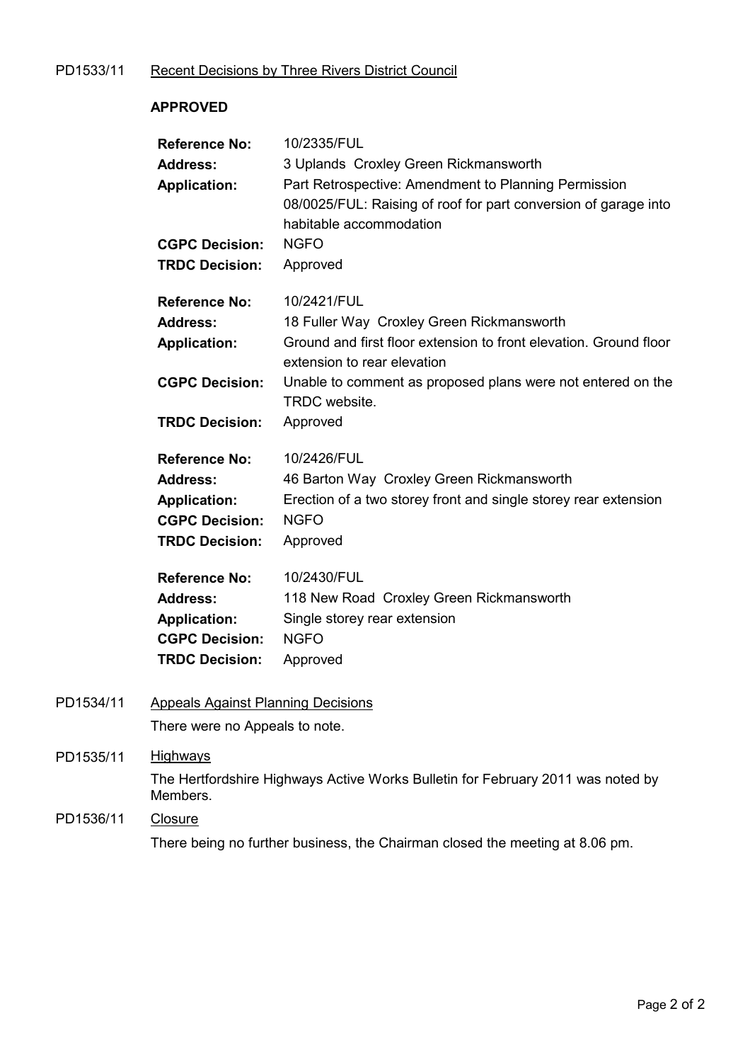PD1533/11 Recent Decisions by Three Rivers District Council

**APPROVED**

| | |
|---|---|
| **Reference No:** | 10/2335/FUL |
| **Address:** | 3 Uplands Croxley Green Rickmansworth |
| **Application:** | Part Retrospective: Amendment to Planning Permission 08/0025/FUL: Raising of roof for part conversion of garage into habitable accommodation |
| **CGPC Decision:** | NGFO |
| **TRDC Decision:** | Approved |

| | |
|---|---|
| **Reference No:** | 10/2421/FUL |
| **Address:** | 18 Fuller Way Croxley Green Rickmansworth |
| **Application:** | Ground and first floor extension to front elevation. Ground floor extension to rear elevation |
| **CGPC Decision:** | Unable to comment as proposed plans were not entered on the TRDC website. |
| **TRDC Decision:** | Approved |

| | |
|---|---|
| **Reference No:** | 10/2426/FUL |
| **Address:** | 46 Barton Way Croxley Green Rickmansworth |
| **Application:** | Erection of a two storey front and single storey rear extension |
| **CGPC Decision:** | NGFO |
| **TRDC Decision:** | Approved |

| | |
|---|---|
| **Reference No:** | 10/2430/FUL |
| **Address:** | 118 New Road Croxley Green Rickmansworth |
| **Application:** | Single storey rear extension |
| **CGPC Decision:** | NGFO |
| **TRDC Decision:** | Approved |

PD1534/11 Appeals Against Planning Decisions

There were no Appeals to note.

PD1535/11 Highways

The Hertfordshire Highways Active Works Bulletin for February 2011 was noted by Members.

PD1536/11 Closure

There being no further business, the Chairman closed the meeting at 8.06 pm.